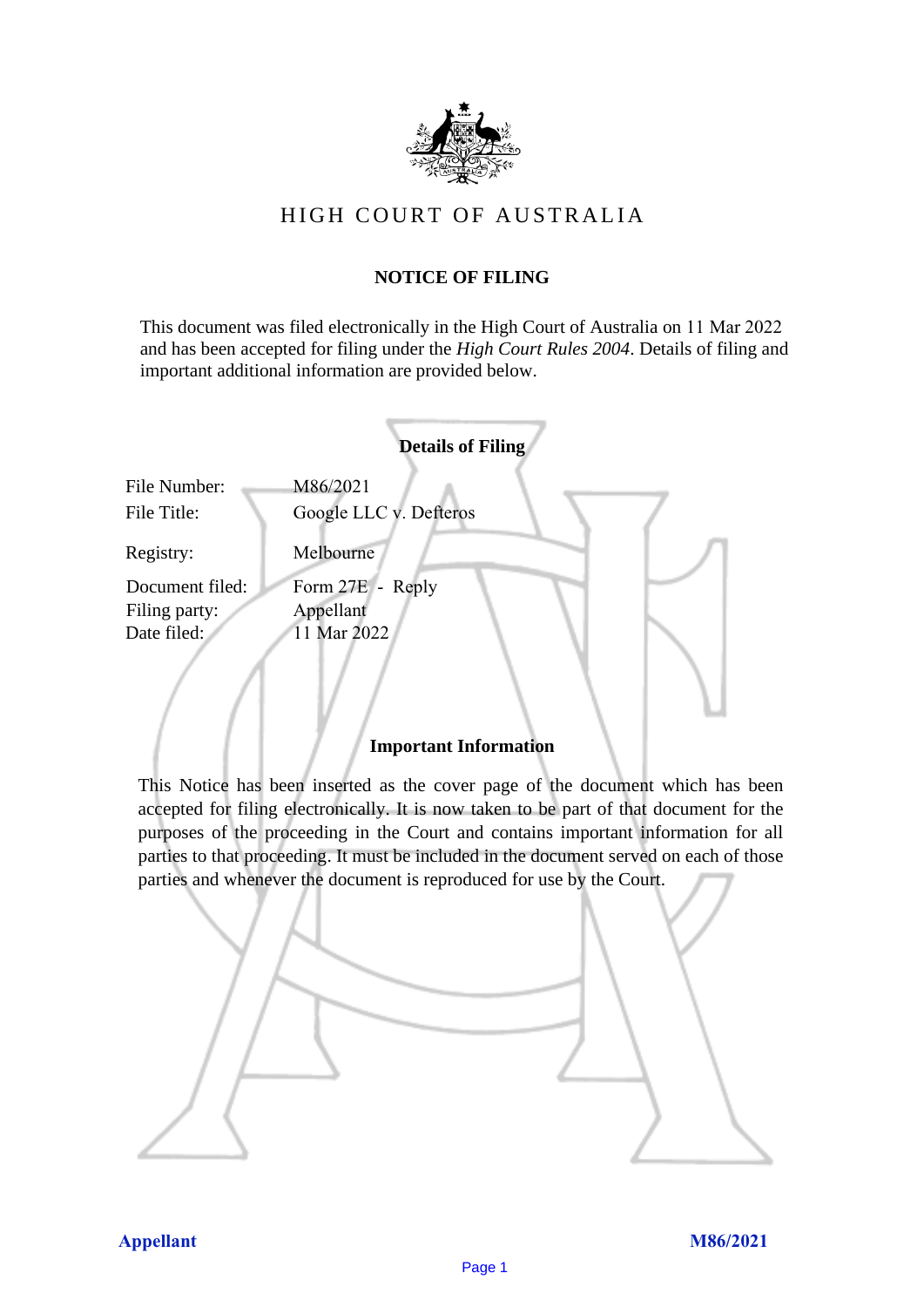# HIGH COURT OF AUSTRALIA

## NOTICE OF FILING

This document was filed electronically in the High Court of Australia on 11 Mar 2022 and has been accepted for filing under the *High Court Rules 2004*. Details of filing and important additional information are provided below.

### Details of Filing

| | |
|---|---|
| File Number: | M86/2021 |
| File Title: | Google LLC v. Defteros |
| Registry: | Melbourne |
| Document filed: | Form 27E - Reply |
| Filing party: | Appellant |
| Date filed: | 11 Mar 2022 |

### Important Information

This Notice has been inserted as the cover page of the document which has been accepted for filing electronically. It is now taken to be part of that document for the purposes of the proceeding in the Court and contains important information for all parties to that proceeding. It must be included in the document served on each of those parties and whenever the document is reproduced for use by the Court.

**Appellant** **M86/2021**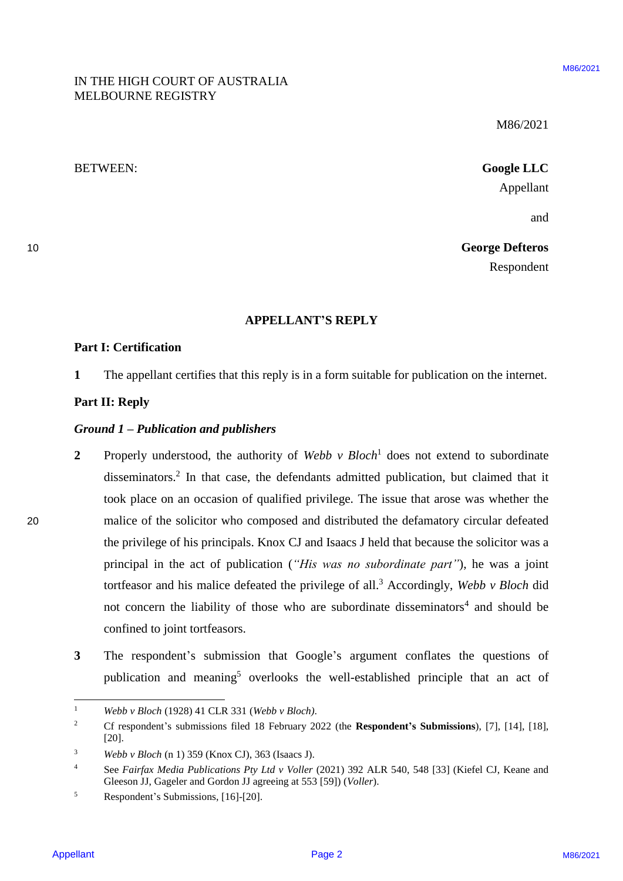IN THE HIGH COURT OF AUSTRALIA
MELBOURNE REGISTRY

M86/2021

BETWEEN:

**Google LLC**
Appellant

and

**George Defteros**
Respondent

## APPELLANT'S REPLY

### Part I: Certification

**1** The appellant certifies that this reply is in a form suitable for publication on the internet.

### Part II: Reply

#### *Ground 1 – Publication and publishers*

**2** Properly understood, the authority of *Webb v Bloch*[1] does not extend to subordinate disseminators.[2] In that case, the defendants admitted publication, but claimed that it took place on an occasion of qualified privilege. The issue that arose was whether the malice of the solicitor who composed and distributed the defamatory circular defeated the privilege of his principals. Knox CJ and Isaacs J held that because the solicitor was a principal in the act of publication (*"His was no subordinate part"*), he was a joint tortfeasor and his malice defeated the privilege of all.[3] Accordingly, *Webb v Bloch* did not concern the liability of those who are subordinate disseminators[4] and should be confined to joint tortfeasors.

**3** The respondent's submission that Google's argument conflates the questions of publication and meaning[5] overlooks the well-established principle that an act of

---

[1] *Webb v Bloch* (1928) 41 CLR 331 (*Webb v Bloch*).

[2] Cf respondent's submissions filed 18 February 2022 (the **Respondent's Submissions**), [7], [14], [18], [20].

[3] *Webb v Bloch* (n 1) 359 (Knox CJ), 363 (Isaacs J).

[4] See *Fairfax Media Publications Pty Ltd v Voller* (2021) 392 ALR 540, 548 [33] (Kiefel CJ, Keane and Gleeson JJ, Gageler and Gordon JJ agreeing at 553 [59]) (*Voller*).

[5] Respondent's Submissions, [16]-[20].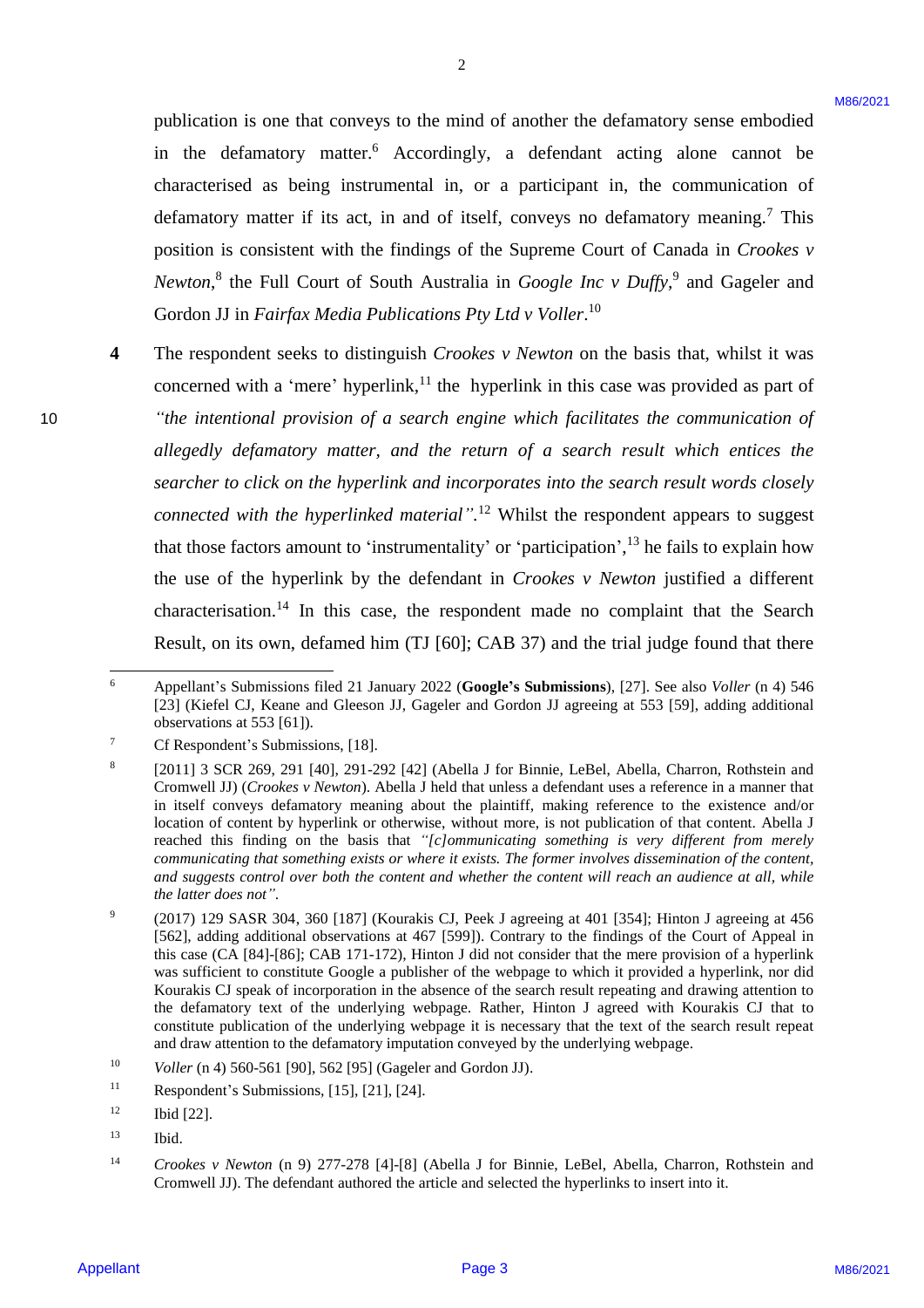publication is one that conveys to the mind of another the defamatory sense embodied in the defamatory matter.[6] Accordingly, a defendant acting alone cannot be characterised as being instrumental in, or a participant in, the communication of defamatory matter if its act, in and of itself, conveys no defamatory meaning.[7] This position is consistent with the findings of the Supreme Court of Canada in *Crookes v Newton*,[8] the Full Court of South Australia in *Google Inc v Duffy*,[9] and Gageler and Gordon JJ in *Fairfax Media Publications Pty Ltd v Voller*.[10]

**4** The respondent seeks to distinguish *Crookes v Newton* on the basis that, whilst it was concerned with a 'mere' hyperlink,[11] the hyperlink in this case was provided as part of *"the intentional provision of a search engine which facilitates the communication of allegedly defamatory matter, and the return of a search result which entices the searcher to click on the hyperlink and incorporates into the search result words closely connected with the hyperlinked material"*.[12] Whilst the respondent appears to suggest that those factors amount to 'instrumentality' or 'participation',[13] he fails to explain how the use of the hyperlink by the defendant in *Crookes v Newton* justified a different characterisation.[14] In this case, the respondent made no complaint that the Search Result, on its own, defamed him (TJ [60]; CAB 37) and the trial judge found that there

---

[6] Appellant's Submissions filed 21 January 2022 (**Google's Submissions**), [27]. See also *Voller* (n 4) 546 [23] (Kiefel CJ, Keane and Gleeson JJ, Gageler and Gordon JJ agreeing at 553 [59], adding additional observations at 553 [61]).

[7] Cf Respondent's Submissions, [18].

[8] [2011] 3 SCR 269, 291 [40], 291-292 [42] (Abella J for Binnie, LeBel, Abella, Charron, Rothstein and Cromwell JJ) (*Crookes v Newton*). Abella J held that unless a defendant uses a reference in a manner that in itself conveys defamatory meaning about the plaintiff, making reference to the existence and/or location of content by hyperlink or otherwise, without more, is not publication of that content. Abella J reached this finding on the basis that *"[c]ommunicating something is very different from merely communicating that something exists or where it exists. The former involves dissemination of the content, and suggests control over both the content and whether the content will reach an audience at all, while the latter does not"*.

[9] (2017) 129 SASR 304, 360 [187] (Kourakis CJ, Peek J agreeing at 401 [354]; Hinton J agreeing at 456 [562], adding additional observations at 467 [599]). Contrary to the findings of the Court of Appeal in this case (CA [84]-[86]; CAB 171-172), Hinton J did not consider that the mere provision of a hyperlink was sufficient to constitute Google a publisher of the webpage to which it provided a hyperlink, nor did Kourakis CJ speak of incorporation in the absence of the search result repeating and drawing attention to the defamatory text of the underlying webpage. Rather, Hinton J agreed with Kourakis CJ that to constitute publication of the underlying webpage it is necessary that the text of the search result repeat and draw attention to the defamatory imputation conveyed by the underlying webpage.

[10] *Voller* (n 4) 560-561 [90], 562 [95] (Gageler and Gordon JJ).

[11] Respondent's Submissions, [15], [21], [24].

[12] Ibid [22].

[13] Ibid.

[14] *Crookes v Newton* (n 9) 277-278 [4]-[8] (Abella J for Binnie, LeBel, Abella, Charron, Rothstein and Cromwell JJ). The defendant authored the article and selected the hyperlinks to insert into it.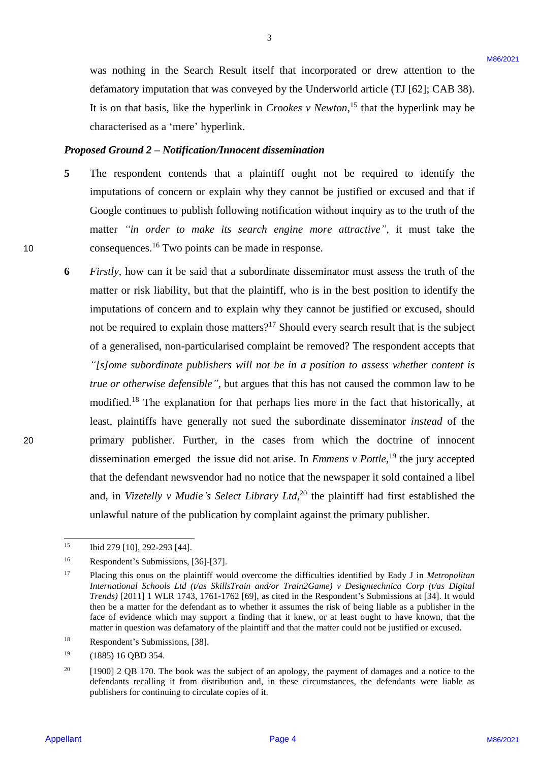was nothing in the Search Result itself that incorporated or drew attention to the defamatory imputation that was conveyed by the Underworld article (TJ [62]; CAB 38). It is on that basis, like the hyperlink in *Crookes v Newton*,[15] that the hyperlink may be characterised as a 'mere' hyperlink.

***Proposed Ground 2 – Notification/Innocent dissemination***

**5** The respondent contends that a plaintiff ought not be required to identify the imputations of concern or explain why they cannot be justified or excused and that if Google continues to publish following notification without inquiry as to the truth of the matter *"in order to make its search engine more attractive"*, it must take the consequences.[16] Two points can be made in response.

**6** *Firstly*, how can it be said that a subordinate disseminator must assess the truth of the matter or risk liability, but that the plaintiff, who is in the best position to identify the imputations of concern and to explain why they cannot be justified or excused, should not be required to explain those matters?[17] Should every search result that is the subject of a generalised, non-particularised complaint be removed? The respondent accepts that *"[s]ome subordinate publishers will not be in a position to assess whether content is true or otherwise defensible"*, but argues that this has not caused the common law to be modified.[18] The explanation for that perhaps lies more in the fact that historically, at least, plaintiffs have generally not sued the subordinate disseminator *instead* of the primary publisher. Further, in the cases from which the doctrine of innocent dissemination emerged the issue did not arise. In *Emmens v Pottle*,[19] the jury accepted that the defendant newsvendor had no notice that the newspaper it sold contained a libel and, in *Vizetelly v Mudie's Select Library Ltd*,[20] the plaintiff had first established the unlawful nature of the publication by complaint against the primary publisher.

---

[15] Ibid 279 [10], 292-293 [44].

[16] Respondent's Submissions, [36]-[37].

[17] Placing this onus on the plaintiff would overcome the difficulties identified by Eady J in *Metropolitan International Schools Ltd (t/as SkillsTrain and/or Train2Game) v Designtechnica Corp (t/as Digital Trends)* [2011] 1 WLR 1743, 1761-1762 [69], as cited in the Respondent's Submissions at [34]. It would then be a matter for the defendant as to whether it assumes the risk of being liable as a publisher in the face of evidence which may support a finding that it knew, or at least ought to have known, that the matter in question was defamatory of the plaintiff and that the matter could not be justified or excused.

[18] Respondent's Submissions, [38].

[19] (1885) 16 QBD 354.

[20] [1900] 2 QB 170. The book was the subject of an apology, the payment of damages and a notice to the defendants recalling it from distribution and, in these circumstances, the defendants were liable as publishers for continuing to circulate copies of it.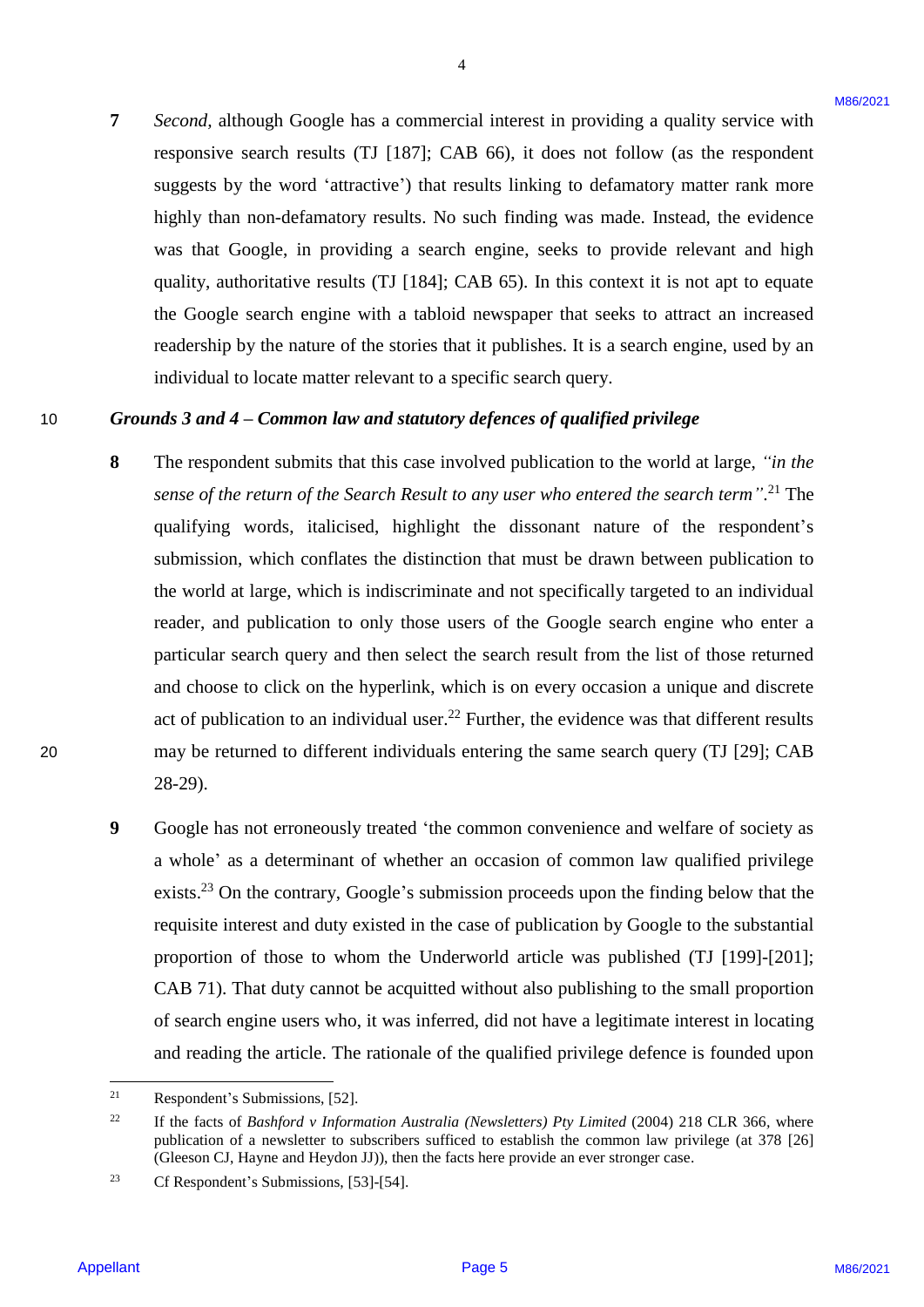7 *Second*, although Google has a commercial interest in providing a quality service with responsive search results (TJ [187]; CAB 66), it does not follow (as the respondent suggests by the word 'attractive') that results linking to defamatory matter rank more highly than non-defamatory results. No such finding was made. Instead, the evidence was that Google, in providing a search engine, seeks to provide relevant and high quality, authoritative results (TJ [184]; CAB 65). In this context it is not apt to equate the Google search engine with a tabloid newspaper that seeks to attract an increased readership by the nature of the stories that it publishes. It is a search engine, used by an individual to locate matter relevant to a specific search query.

### *Grounds 3 and 4 – Common law and statutory defences of qualified privilege*

8 The respondent submits that this case involved publication to the world at large, *"in the sense of the return of the Search Result to any user who entered the search term"*.[21] The qualifying words, italicised, highlight the dissonant nature of the respondent's submission, which conflates the distinction that must be drawn between publication to the world at large, which is indiscriminate and not specifically targeted to an individual reader, and publication to only those users of the Google search engine who enter a particular search query and then select the search result from the list of those returned and choose to click on the hyperlink, which is on every occasion a unique and discrete act of publication to an individual user.[22] Further, the evidence was that different results may be returned to different individuals entering the same search query (TJ [29]; CAB 28-29).

9 Google has not erroneously treated 'the common convenience and welfare of society as a whole' as a determinant of whether an occasion of common law qualified privilege exists.[23] On the contrary, Google's submission proceeds upon the finding below that the requisite interest and duty existed in the case of publication by Google to the substantial proportion of those to whom the Underworld article was published (TJ [199]-[201]; CAB 71). That duty cannot be acquitted without also publishing to the small proportion of search engine users who, it was inferred, did not have a legitimate interest in locating and reading the article. The rationale of the qualified privilege defence is founded upon

---

[21] Respondent's Submissions, [52].

[22] If the facts of *Bashford v Information Australia (Newsletters) Pty Limited* (2004) 218 CLR 366, where publication of a newsletter to subscribers sufficed to establish the common law privilege (at 378 [26] (Gleeson CJ, Hayne and Heydon JJ)), then the facts here provide an ever stronger case.

[23] Cf Respondent's Submissions, [53]-[54].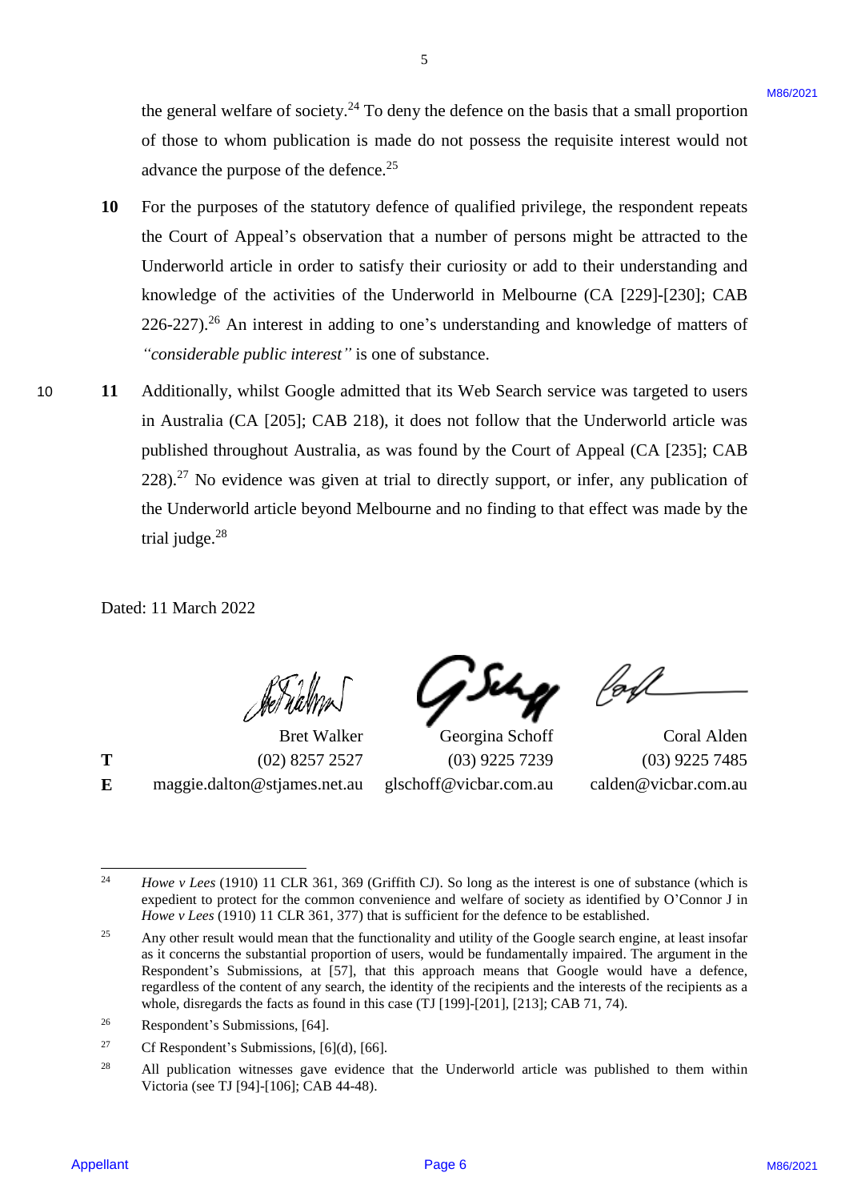the general welfare of society.[24] To deny the defence on the basis that a small proportion of those to whom publication is made do not possess the requisite interest would not advance the purpose of the defence.[25]

**10** For the purposes of the statutory defence of qualified privilege, the respondent repeats the Court of Appeal's observation that a number of persons might be attracted to the Underworld article in order to satisfy their curiosity or add to their understanding and knowledge of the activities of the Underworld in Melbourne (CA [229]-[230]; CAB 226-227).[26] An interest in adding to one's understanding and knowledge of matters of *"considerable public interest"* is one of substance.

**11** Additionally, whilst Google admitted that its Web Search service was targeted to users in Australia (CA [205]; CAB 218), it does not follow that the Underworld article was published throughout Australia, as was found by the Court of Appeal (CA [235]; CAB 228).[27] No evidence was given at trial to directly support, or infer, any publication of the Underworld article beyond Melbourne and no finding to that effect was made by the trial judge.[28]

Dated: 11 March 2022

| | Bret Walker | Georgina Schoff | Coral Alden |
|---|---|---|---|
| **T** | (02) 8257 2527 | (03) 9225 7239 | (03) 9225 7485 |
| **E** | maggie.dalton@stjames.net.au | glschoff@vicbar.com.au | calden@vicbar.com.au |

---

[24] *Howe v Lees* (1910) 11 CLR 361, 369 (Griffith CJ). So long as the interest is one of substance (which is expedient to protect for the common convenience and welfare of society as identified by O'Connor J in *Howe v Lees* (1910) 11 CLR 361, 377) that is sufficient for the defence to be established.

[25] Any other result would mean that the functionality and utility of the Google search engine, at least insofar as it concerns the substantial proportion of users, would be fundamentally impaired. The argument in the Respondent's Submissions, at [57], that this approach means that Google would have a defence, regardless of the content of any search, the identity of the recipients and the interests of the recipients as a whole, disregards the facts as found in this case (TJ [199]-[201], [213]; CAB 71, 74).

[26] Respondent's Submissions, [64].

[27] Cf Respondent's Submissions, [6](d), [66].

[28] All publication witnesses gave evidence that the Underworld article was published to them within Victoria (see TJ [94]-[106]; CAB 44-48).